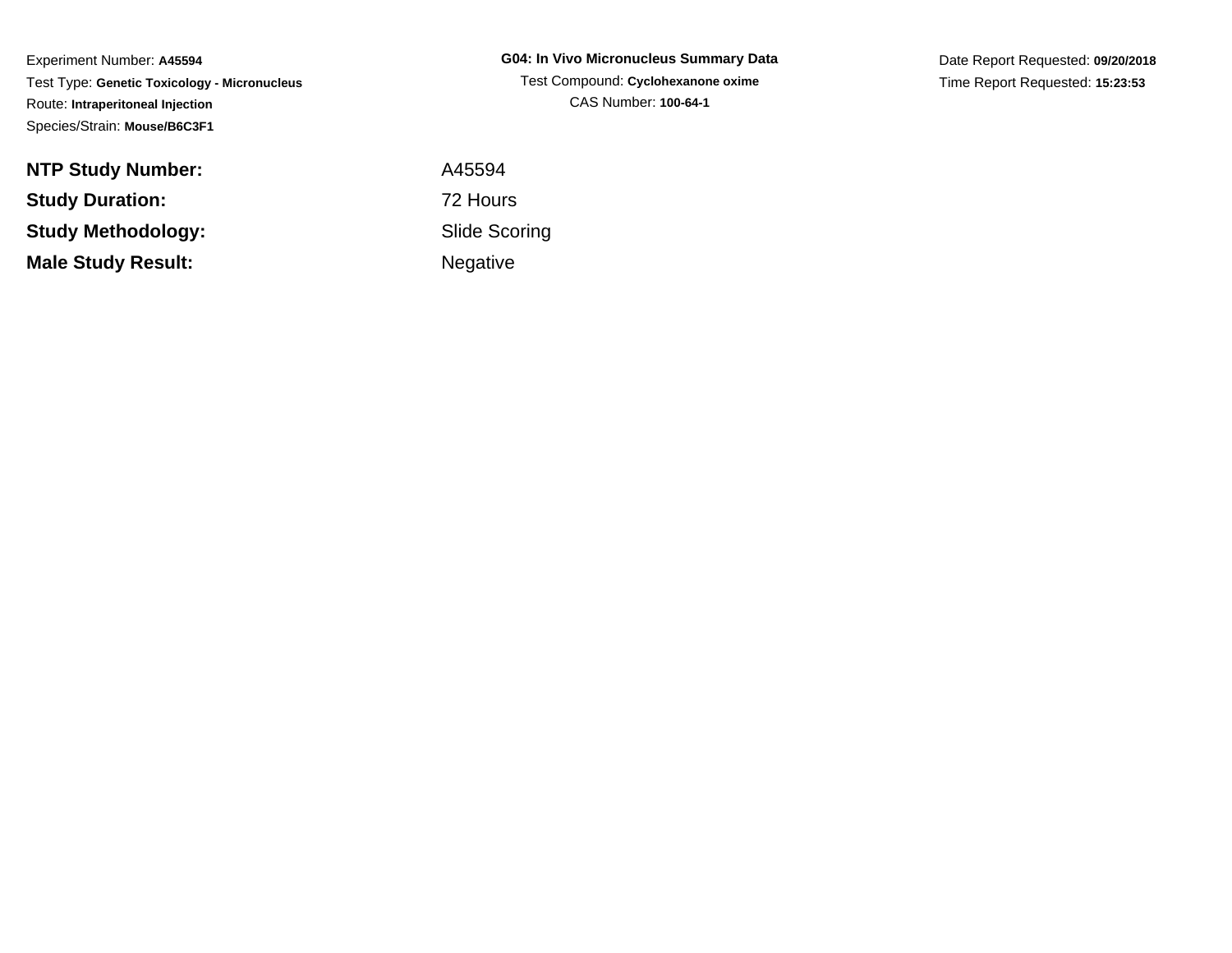Experiment Number: **A45594**
Test Type: **Genetic Toxicology - Micronucleus**
Route: **Intraperitoneal Injection**
Species/Strain: **Mouse/B6C3F1**

**G04: In Vivo Micronucleus Summary Data**
Test Compound: **Cyclohexanone oxime**
CAS Number: **100-64-1**

Date Report Requested: **09/20/2018**
Time Report Requested: **15:23:53**

| | |
|---|---|
| **NTP Study Number:** | A45594 |
| **Study Duration:** | 72 Hours |
| **Study Methodology:** | Slide Scoring |
| **Male Study Result:** | Negative |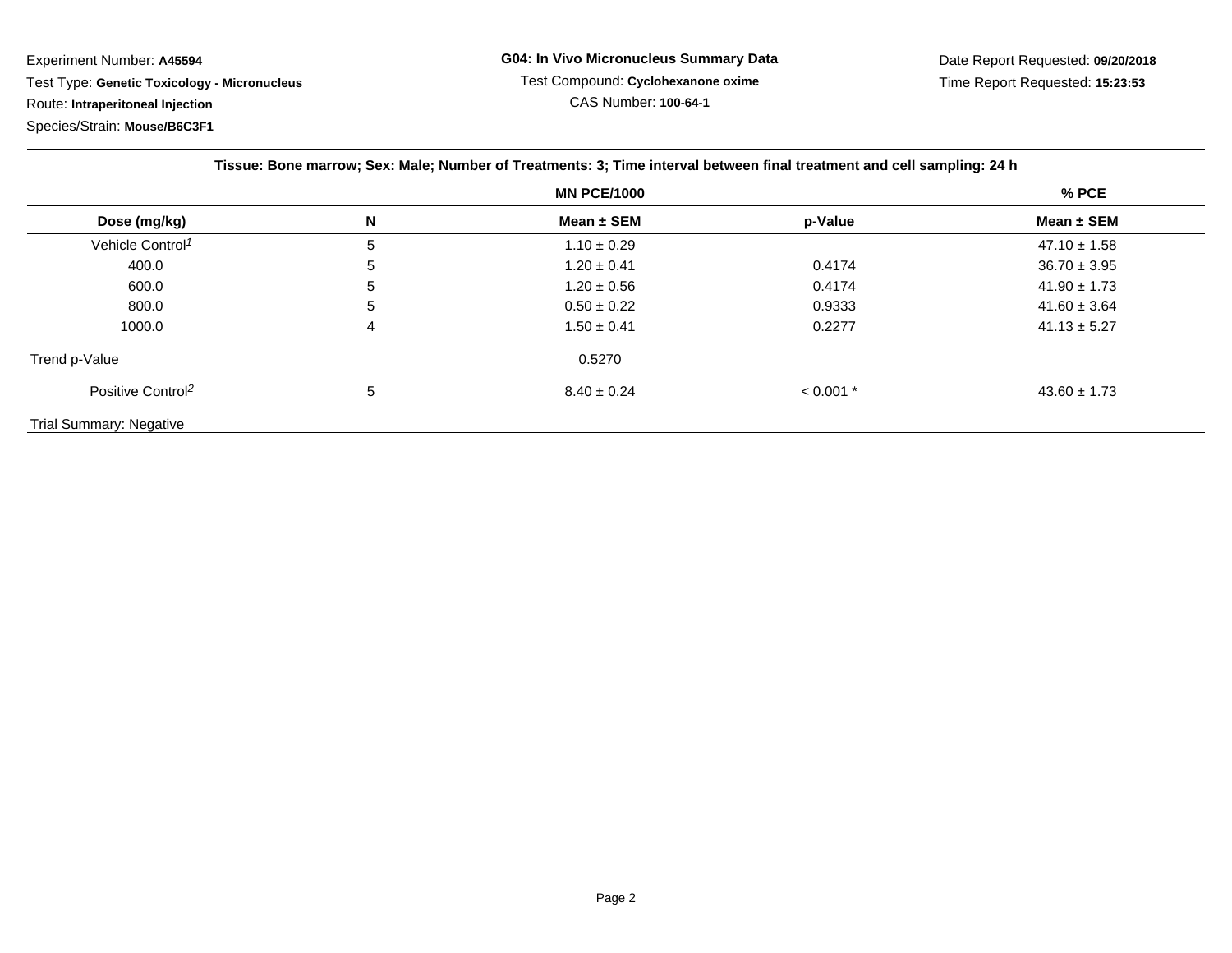Experiment Number: **A45594**

Test Type: **Genetic Toxicology - Micronucleus**

Route: **Intraperitoneal Injection**

Species/Strain: **Mouse/B6C3F1**

**G04: In Vivo Micronucleus Summary Data**

Test Compound: **Cyclohexanone oxime**

CAS Number: **100-64-1**

Date Report Requested: **09/20/2018**

Time Report Requested: **15:23:53**

**Tissue: Bone marrow; Sex: Male; Number of Treatments: 3; Time interval between final treatment and cell sampling: 24 h**

| | | MN PCE/1000 | | % PCE |
|---|---|---|---|---|
| **Dose (mg/kg)** | **N** | **Mean ± SEM** | **p-Value** | **Mean ± SEM** |
| Vehicle Control[1] | 5 | 1.10 ± 0.29 | | 47.10 ± 1.58 |
| 400.0 | 5 | 1.20 ± 0.41 | 0.4174 | 36.70 ± 3.95 |
| 600.0 | 5 | 1.20 ± 0.56 | 0.4174 | 41.90 ± 1.73 |
| 800.0 | 5 | 0.50 ± 0.22 | 0.9333 | 41.60 ± 3.64 |
| 1000.0 | 4 | 1.50 ± 0.41 | 0.2277 | 41.13 ± 5.27 |
| Trend p-Value | | 0.5270 | | |
| Positive Control[2] | 5 | 8.40 ± 0.24 | < 0.001 * | 43.60 ± 1.73 |

Trial Summary: Negative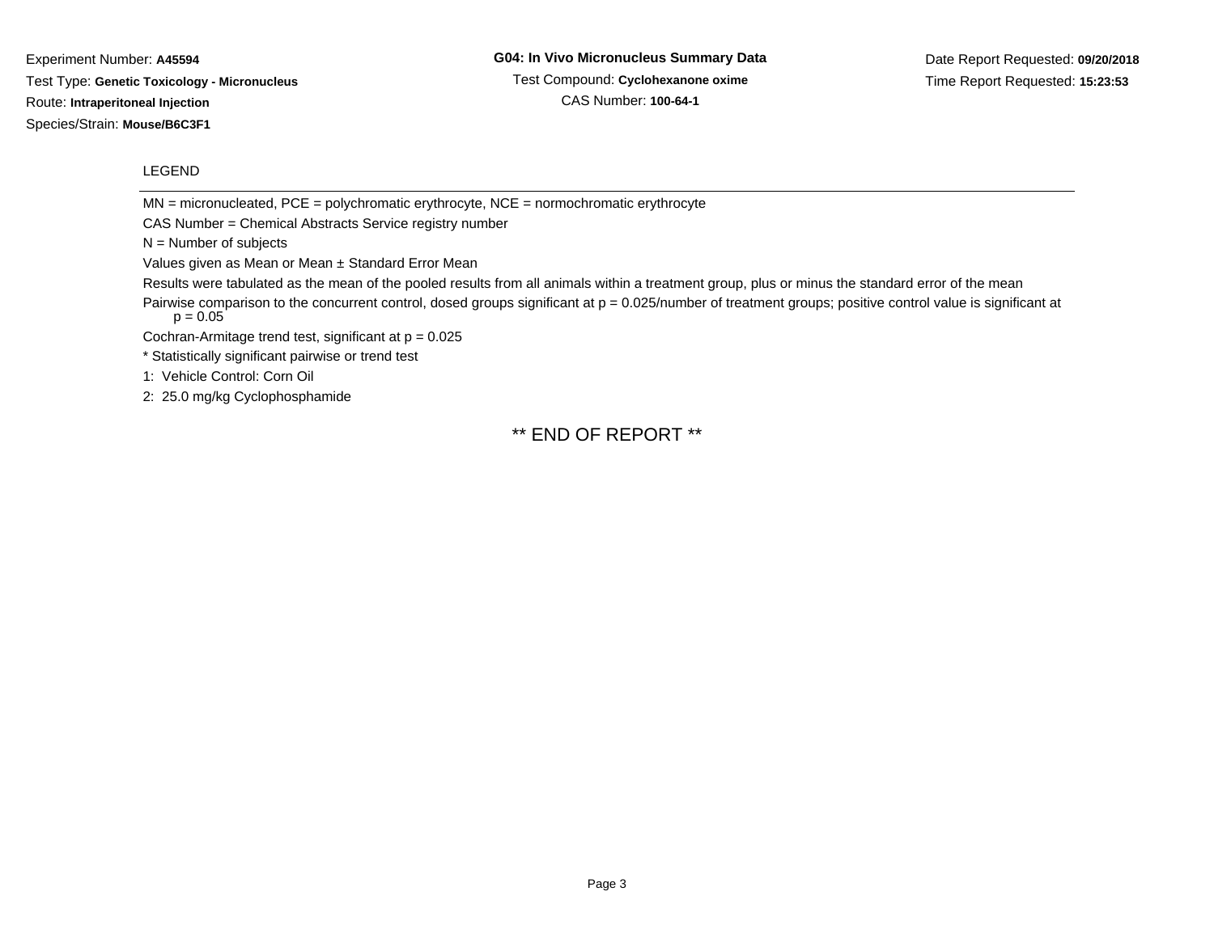Experiment Number: **A45594**

Test Type: **Genetic Toxicology - Micronucleus**

Route: **Intraperitoneal Injection**

Species/Strain: **Mouse/B6C3F1**

**G04: In Vivo Micronucleus Summary Data**

Test Compound: **Cyclohexanone oxime**

CAS Number: **100-64-1**

Date Report Requested: **09/20/2018**

Time Report Requested: **15:23:53**

LEGEND

MN = micronucleated, PCE = polychromatic erythrocyte, NCE = normochromatic erythrocyte

CAS Number = Chemical Abstracts Service registry number

N = Number of subjects

Values given as Mean or Mean ± Standard Error Mean

Results were tabulated as the mean of the pooled results from all animals within a treatment group, plus or minus the standard error of the mean

Pairwise comparison to the concurrent control, dosed groups significant at p = 0.025/number of treatment groups; positive control value is significant at p = 0.05

Cochran-Armitage trend test, significant at p = 0.025

* Statistically significant pairwise or trend test

1: Vehicle Control: Corn Oil

2: 25.0 mg/kg Cyclophosphamide

** END OF REPORT **